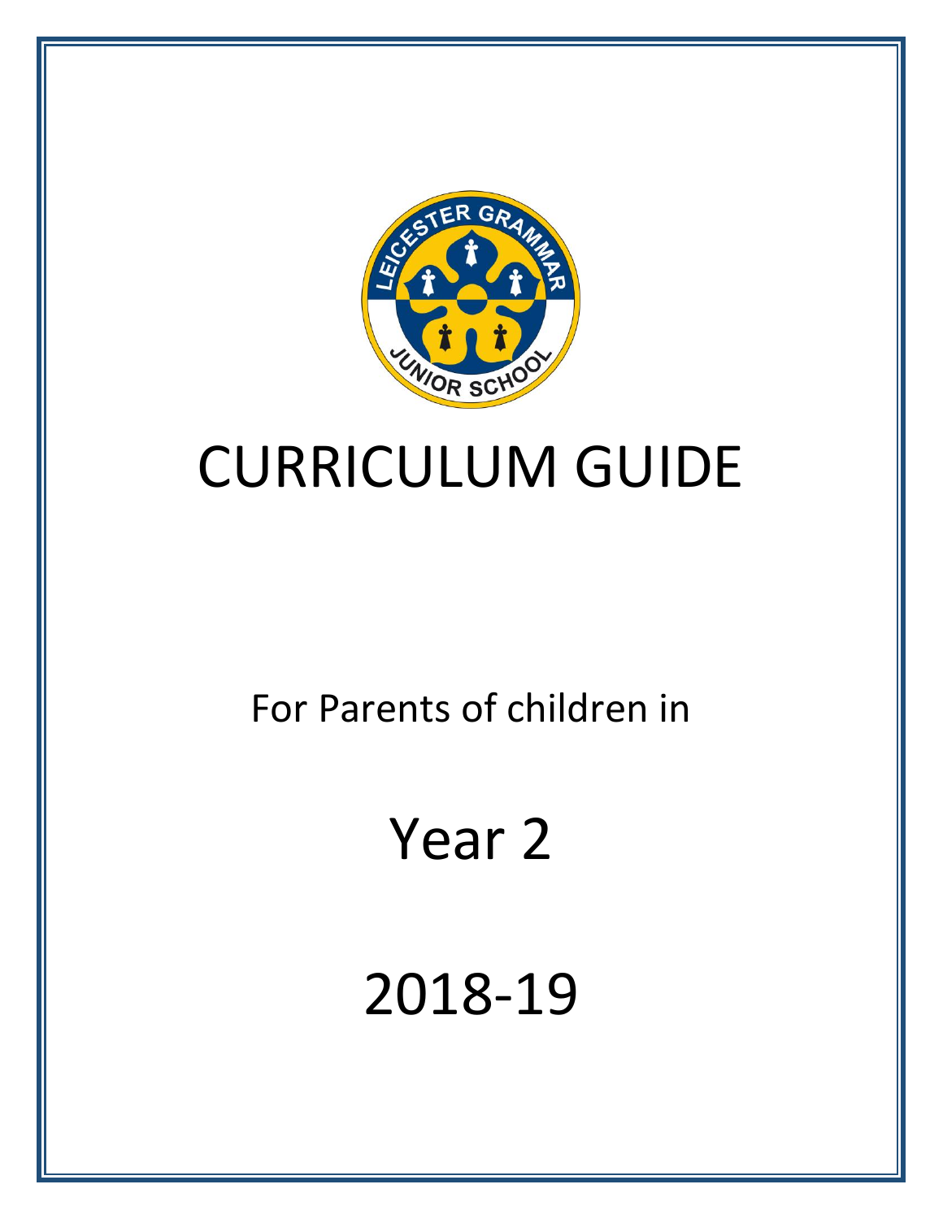# CURRICULUM GUIDE

For Parents of children in

# Year 2

# 2018-19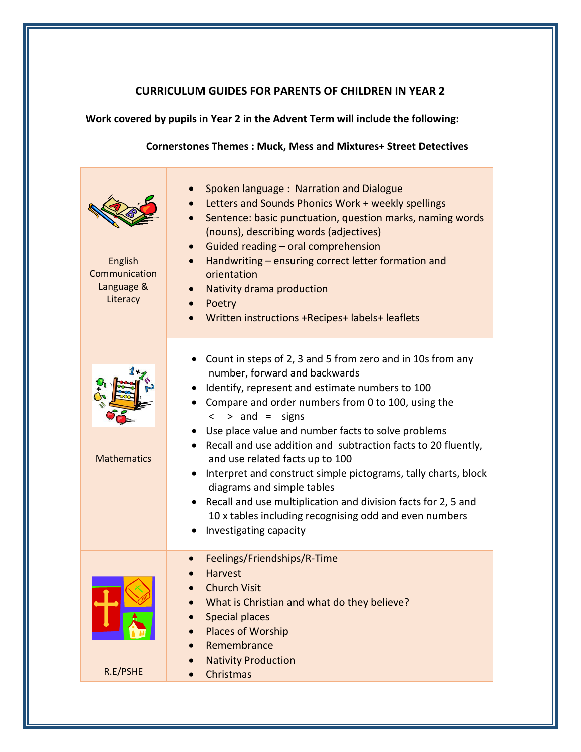## CURRICULUM GUIDES FOR PARENTS OF CHILDREN IN YEAR 2

**Work covered by pupils in Year 2 in the Advent Term will include the following:**

**Cornerstones Themes : Muck, Mess and Mixtures+ Street Detectives**

| Subject | Content |
|---|---|
| English Communication Language & Literacy | • Spoken language : Narration and Dialogue<br>• Letters and Sounds Phonics Work + weekly spellings<br>• Sentence: basic punctuation, question marks, naming words (nouns), describing words (adjectives)<br>• Guided reading – oral comprehension<br>• Handwriting – ensuring correct letter formation and orientation<br>• Nativity drama production<br>• Poetry<br>• Written instructions +Recipes+ labels+ leaflets |
| Mathematics | • Count in steps of 2, 3 and 5 from zero and in 10s from any number, forward and backwards<br>• Identify, represent and estimate numbers to 100<br>• Compare and order numbers from 0 to 100, using the < > and = signs<br>• Use place value and number facts to solve problems<br>• Recall and use addition and subtraction facts to 20 fluently, and use related facts up to 100<br>• Interpret and construct simple pictograms, tally charts, block diagrams and simple tables<br>• Recall and use multiplication and division facts for 2, 5 and 10 x tables including recognising odd and even numbers<br>• Investigating capacity |
| R.E/PSHE | • Feelings/Friendships/R-Time<br>• Harvest<br>• Church Visit<br>• What is Christian and what do they believe?<br>• Special places<br>• Places of Worship<br>• Remembrance<br>• Nativity Production<br>• Christmas |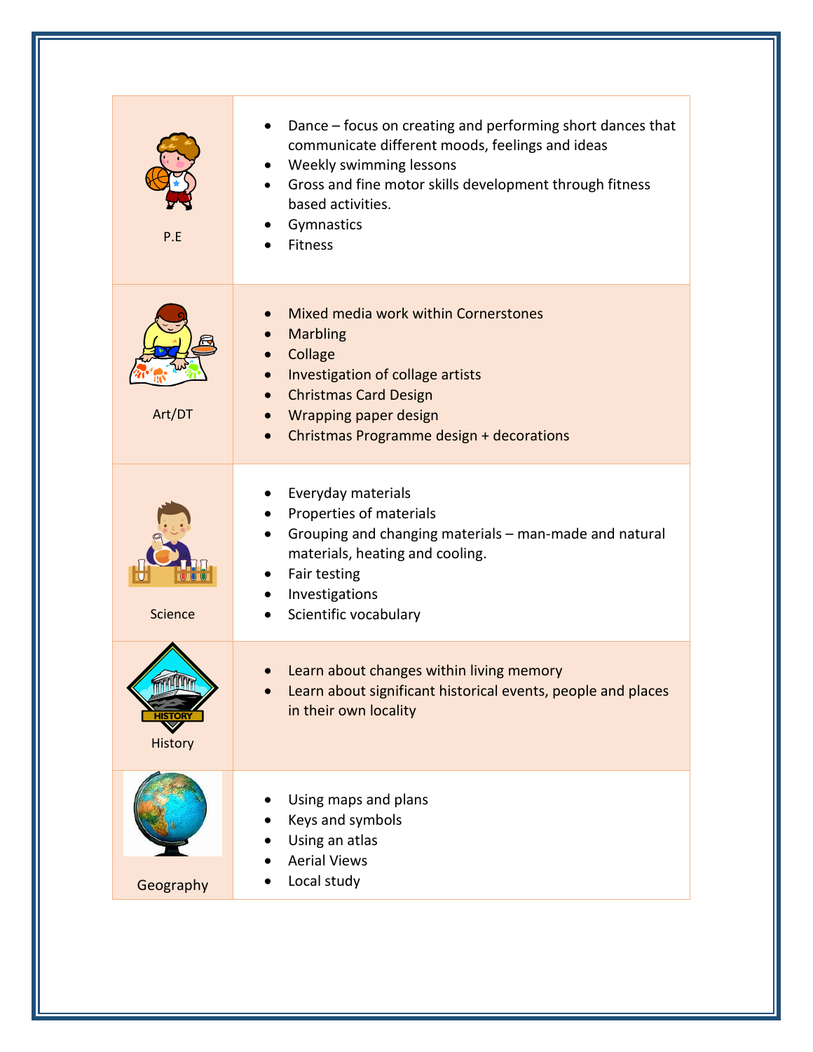| Subject | Content |
|---|---|
| P.E | • Dance – focus on creating and performing short dances that communicate different moods, feelings and ideas<br>• Weekly swimming lessons<br>• Gross and fine motor skills development through fitness based activities.<br>• Gymnastics<br>• Fitness |
| Art/DT | • Mixed media work within Cornerstones<br>• Marbling<br>• Collage<br>• Investigation of collage artists<br>• Christmas Card Design<br>• Wrapping paper design<br>• Christmas Programme design + decorations |
| Science | • Everyday materials<br>• Properties of materials<br>• Grouping and changing materials – man-made and natural materials, heating and cooling.<br>• Fair testing<br>• Investigations<br>• Scientific vocabulary |
| History | • Learn about changes within living memory<br>• Learn about significant historical events, people and places in their own locality |
| Geography | • Using maps and plans<br>• Keys and symbols<br>• Using an atlas<br>• Aerial Views<br>• Local study |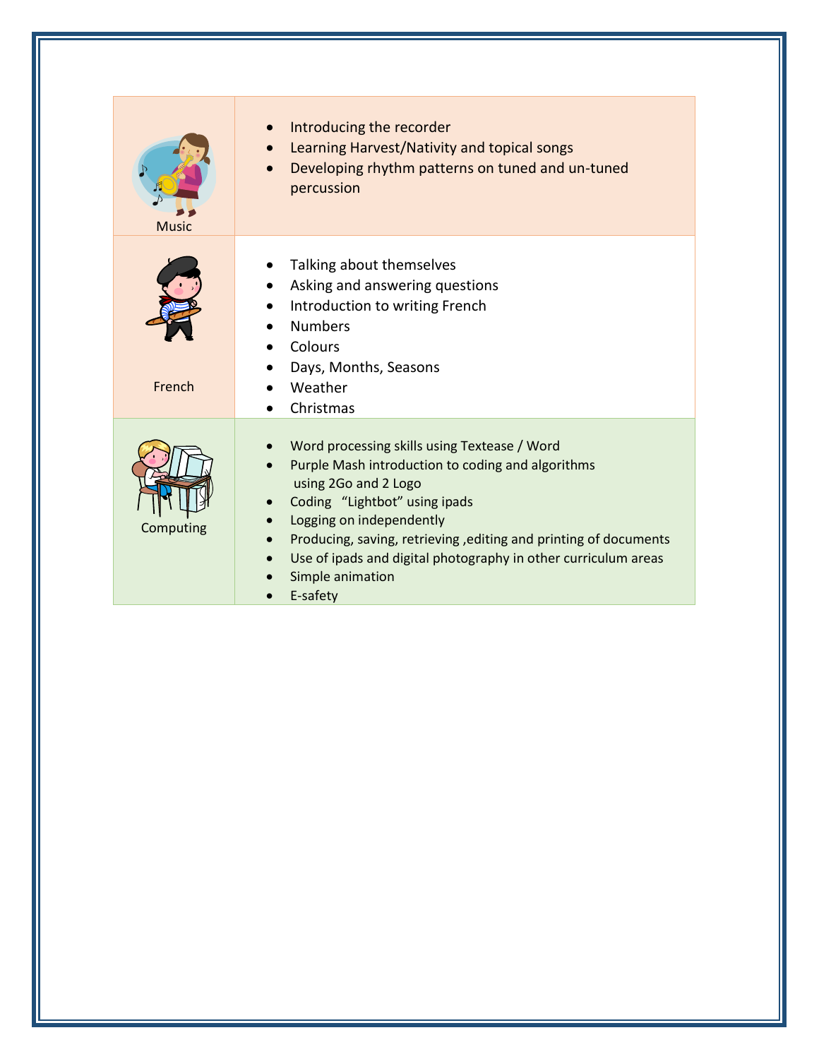| | |
|---|---|
| Music | • Introducing the recorder<br>• Learning Harvest/Nativity and topical songs<br>• Developing rhythm patterns on tuned and un-tuned percussion |
| French | • Talking about themselves<br>• Asking and answering questions<br>• Introduction to writing French<br>• Numbers<br>• Colours<br>• Days, Months, Seasons<br>• Weather<br>• Christmas |
| Computing | • Word processing skills using Textease / Word<br>• Purple Mash introduction to coding and algorithms using 2Go and 2 Logo<br>• Coding "Lightbot" using ipads<br>• Logging on independently<br>• Producing, saving, retrieving ,editing and printing of documents<br>• Use of ipads and digital photography in other curriculum areas<br>• Simple animation<br>• E-safety |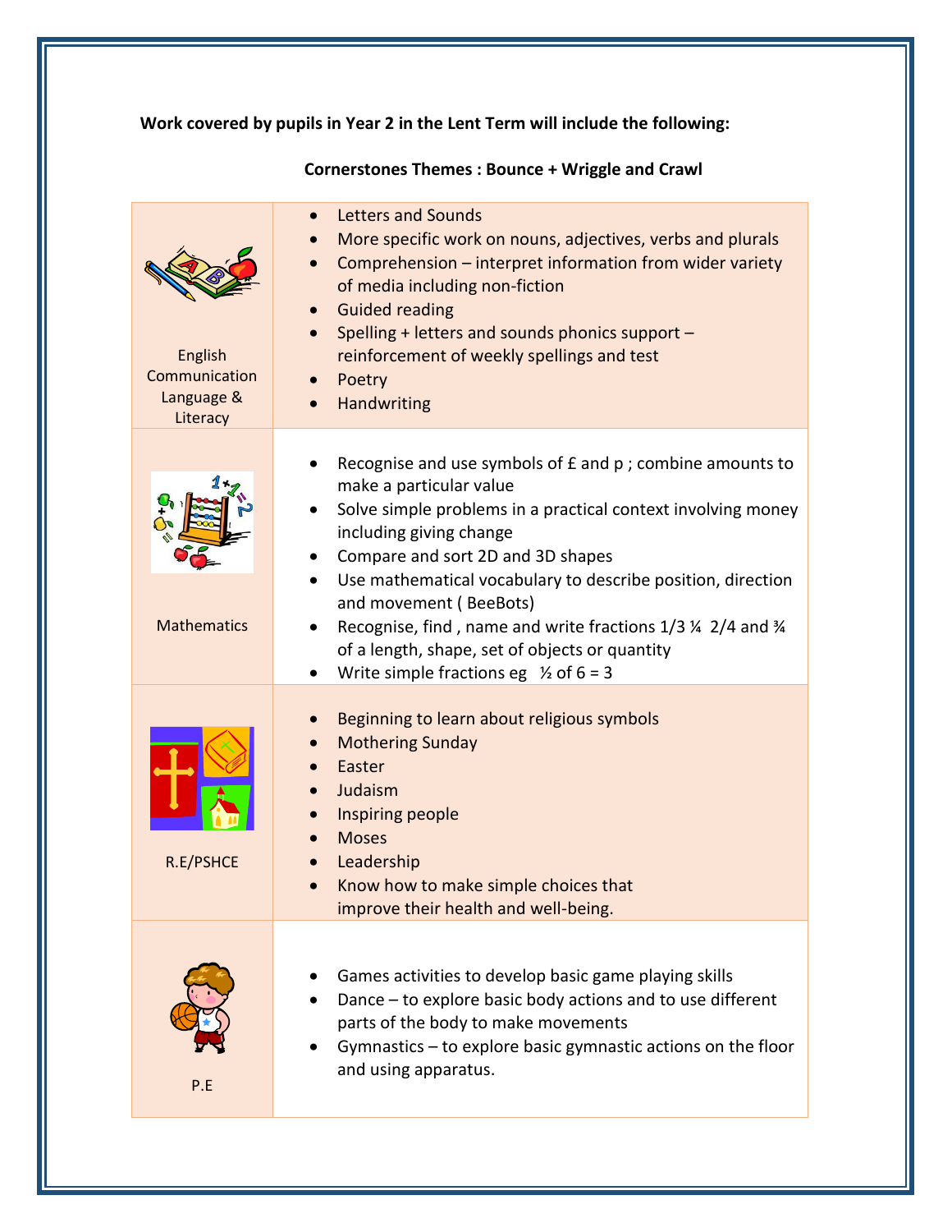**Work covered by pupils in Year 2 in the Lent Term will include the following:**

**Cornerstones Themes : Bounce + Wriggle and Crawl**

| Subject | Content |
|---|---|
| English Communication Language & Literacy | • Letters and Sounds<br>• More specific work on nouns, adjectives, verbs and plurals<br>• Comprehension – interpret information from wider variety of media including non-fiction<br>• Guided reading<br>• Spelling + letters and sounds phonics support – reinforcement of weekly spellings and test<br>• Poetry<br>• Handwriting |
| Mathematics | • Recognise and use symbols of £ and p ; combine amounts to make a particular value<br>• Solve simple problems in a practical context involving money including giving change<br>• Compare and sort 2D and 3D shapes<br>• Use mathematical vocabulary to describe position, direction and movement ( BeeBots)<br>• Recognise, find , name and write fractions 1/3 ¼ 2/4 and ¾ of a length, shape, set of objects or quantity<br>• Write simple fractions eg ½ of 6 = 3 |
| R.E/PSHCE | • Beginning to learn about religious symbols<br>• Mothering Sunday<br>• Easter<br>• Judaism<br>• Inspiring people<br>• Moses<br>• Leadership<br>• Know how to make simple choices that improve their health and well-being. |
| P.E | • Games activities to develop basic game playing skills<br>• Dance – to explore basic body actions and to use different parts of the body to make movements<br>• Gymnastics – to explore basic gymnastic actions on the floor and using apparatus. |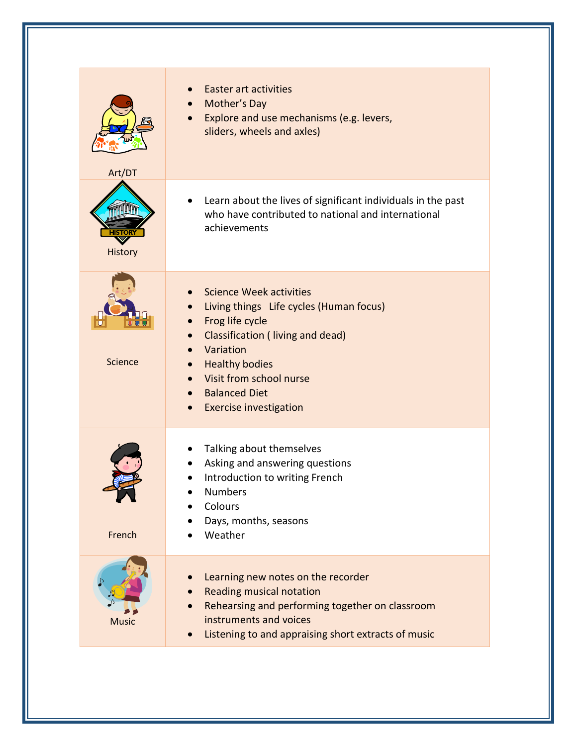| Subject | Content |
|---|---|
| Art/DT | • Easter art activities<br>• Mother's Day<br>• Explore and use mechanisms (e.g. levers, sliders, wheels and axles) |
| History | • Learn about the lives of significant individuals in the past who have contributed to national and international achievements |
| Science | • Science Week activities<br>• Living things   Life cycles (Human focus)<br>• Frog life cycle<br>• Classification ( living and dead)<br>• Variation<br>• Healthy bodies<br>• Visit from school nurse<br>• Balanced Diet<br>• Exercise investigation |
| French | • Talking about themselves<br>• Asking and answering questions<br>• Introduction to writing French<br>• Numbers<br>• Colours<br>• Days, months, seasons<br>• Weather |
| Music | • Learning new notes on the recorder<br>• Reading musical notation<br>• Rehearsing and performing together on classroom instruments and voices<br>• Listening to and appraising short extracts of music |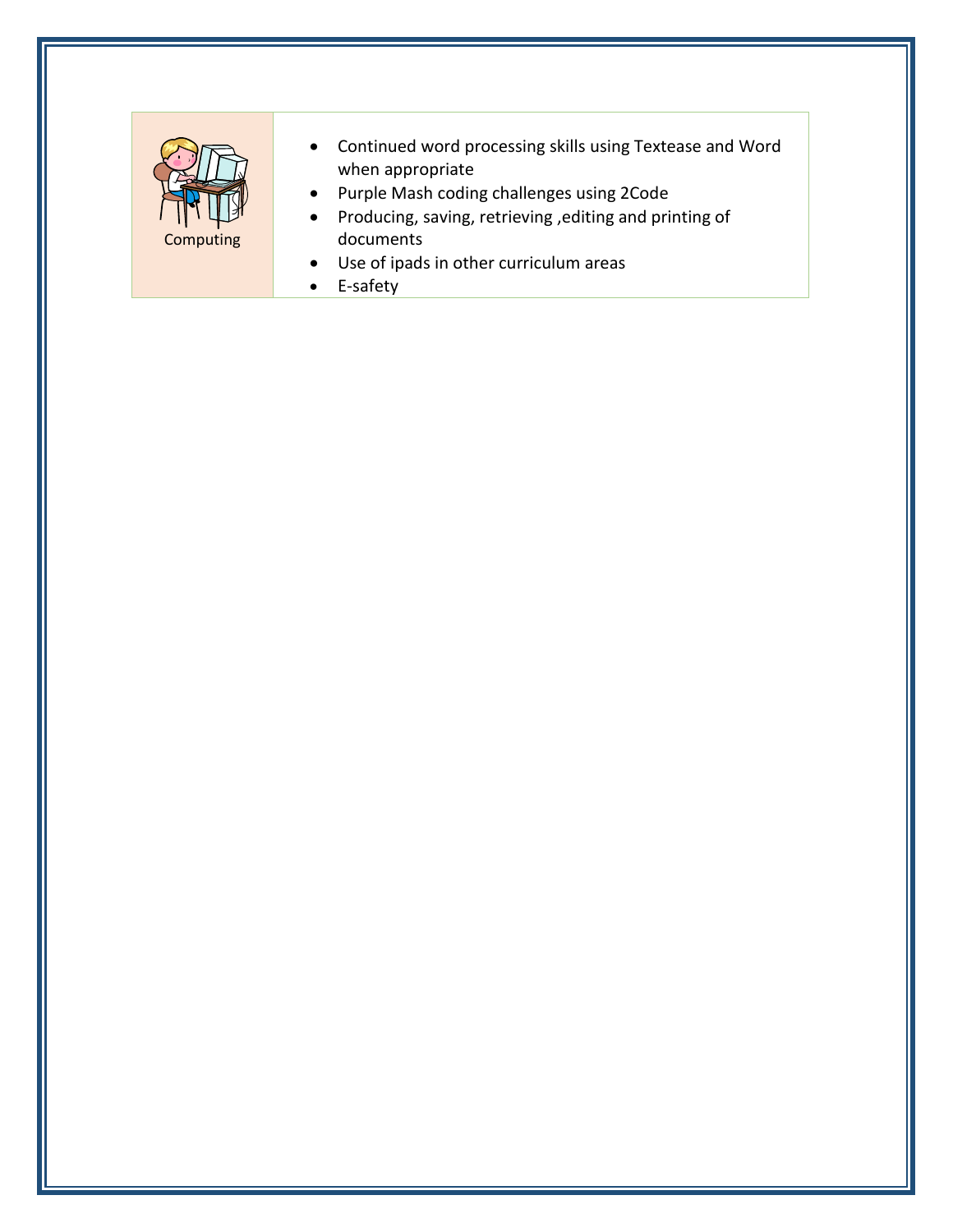| Computing | <ul><li>Continued word processing skills using Textease and Word when appropriate</li><li>Purple Mash coding challenges using 2Code</li><li>Producing, saving, retrieving ,editing and printing of documents</li><li>Use of ipads in other curriculum areas</li><li>E-safety</li></ul> |
| --- | --- |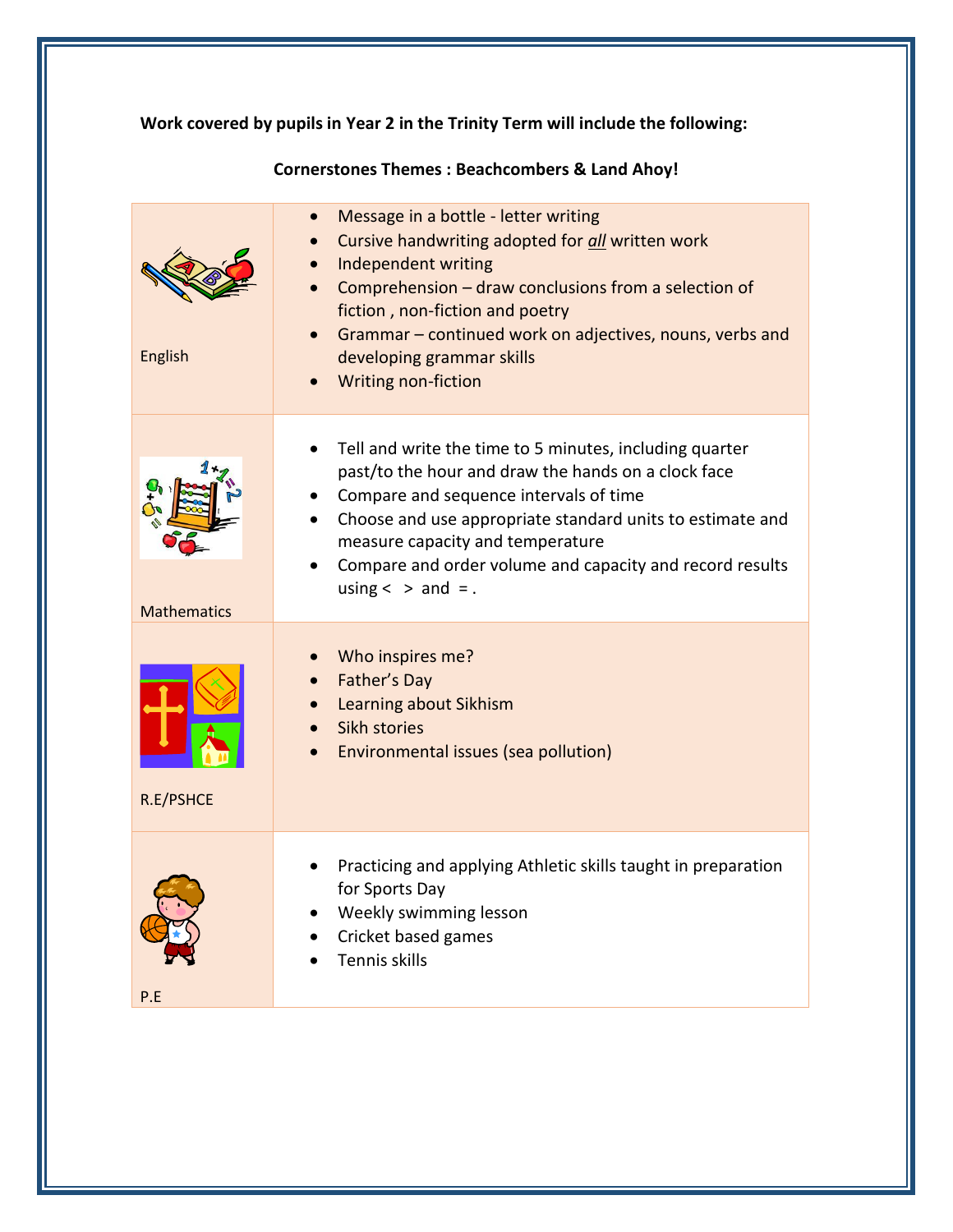**Work covered by pupils in Year 2 in the Trinity Term will include the following:**

**Cornerstones Themes : Beachcombers & Land Ahoy!**

| Subject | Content |
|---|---|
| English | • Message in a bottle - letter writing<br>• Cursive handwriting adopted for <u>*all*</u> written work<br>• Independent writing<br>• Comprehension – draw conclusions from a selection of fiction , non-fiction and poetry<br>• Grammar – continued work on adjectives, nouns, verbs and developing grammar skills<br>• Writing non-fiction |
| Mathematics | • Tell and write the time to 5 minutes, including quarter past/to the hour and draw the hands on a clock face<br>• Compare and sequence intervals of time<br>• Choose and use appropriate standard units to estimate and measure capacity and temperature<br>• Compare and order volume and capacity and record results using < > and = . |
| R.E/PSHCE | • Who inspires me?<br>• Father's Day<br>• Learning about Sikhism<br>• Sikh stories<br>• Environmental issues (sea pollution) |
| P.E | • Practicing and applying Athletic skills taught in preparation for Sports Day<br>• Weekly swimming lesson<br>• Cricket based games<br>• Tennis skills |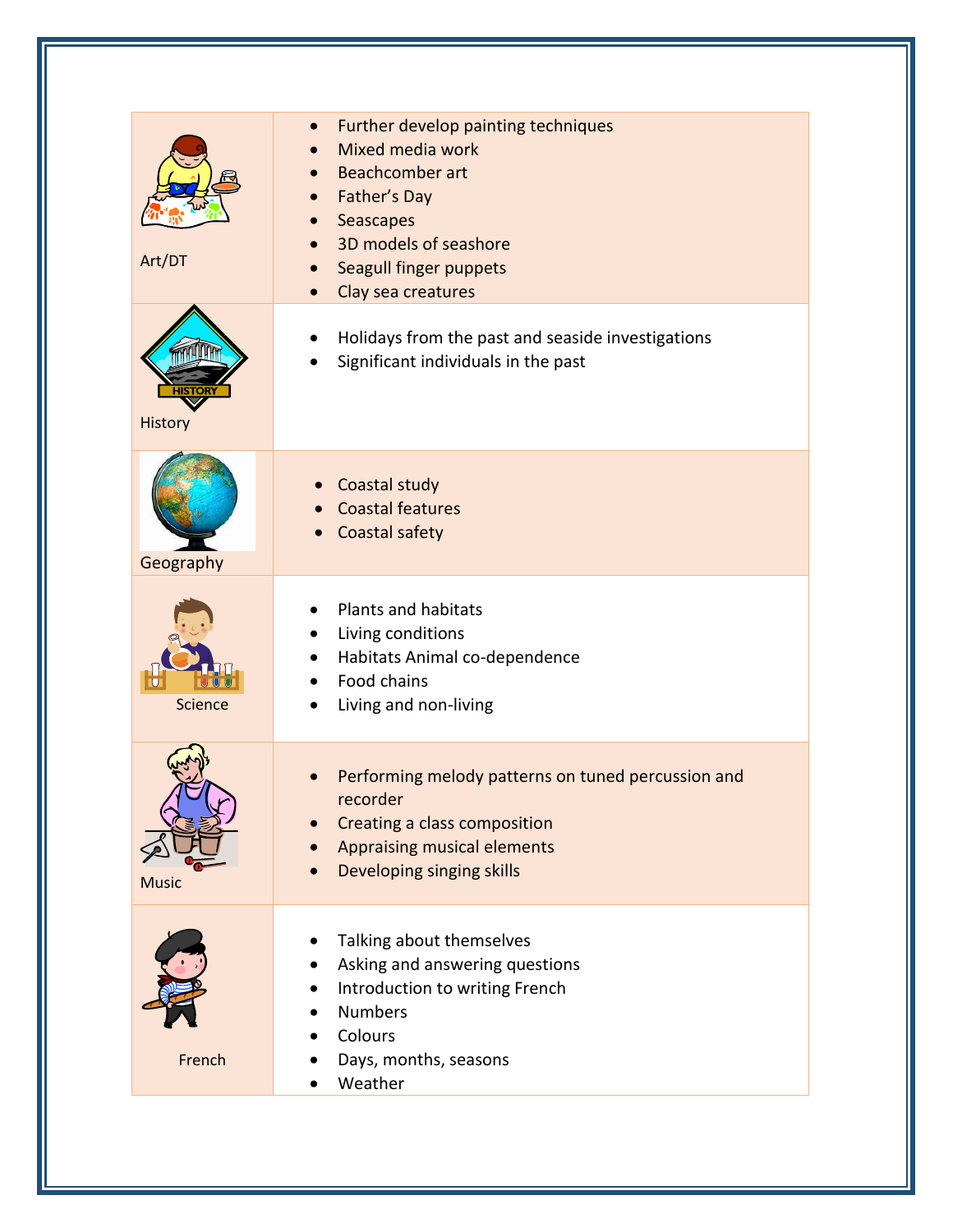| Subject | Topics |
|---|---|
| Art/DT | • Further develop painting techniques<br>• Mixed media work<br>• Beachcomber art<br>• Father's Day<br>• Seascapes<br>• 3D models of seashore<br>• Seagull finger puppets<br>• Clay sea creatures |
| History | • Holidays from the past and seaside investigations<br>• Significant individuals in the past |
| Geography | • Coastal study<br>• Coastal features<br>• Coastal safety |
| Science | • Plants and habitats<br>• Living conditions<br>• Habitats Animal co-dependence<br>• Food chains<br>• Living and non-living |
| Music | • Performing melody patterns on tuned percussion and recorder<br>• Creating a class composition<br>• Appraising musical elements<br>• Developing singing skills |
| French | • Talking about themselves<br>• Asking and answering questions<br>• Introduction to writing French<br>• Numbers<br>• Colours<br>• Days, months, seasons<br>• Weather |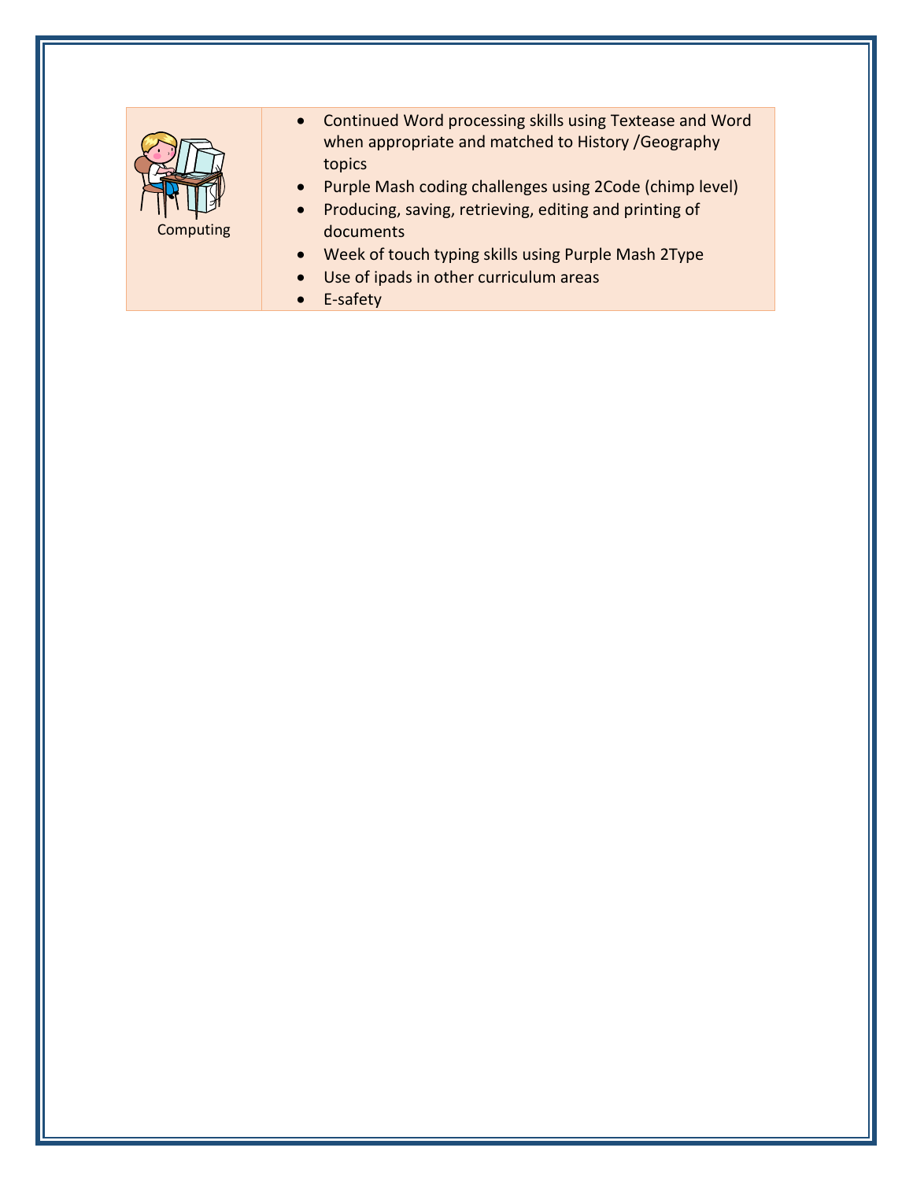| | |
|---|---|
| Computing | • Continued Word processing skills using Textease and Word when appropriate and matched to History /Geography topics<br>• Purple Mash coding challenges using 2Code (chimp level)<br>• Producing, saving, retrieving, editing and printing of documents<br>• Week of touch typing skills using Purple Mash 2Type<br>• Use of ipads in other curriculum areas<br>• E-safety |